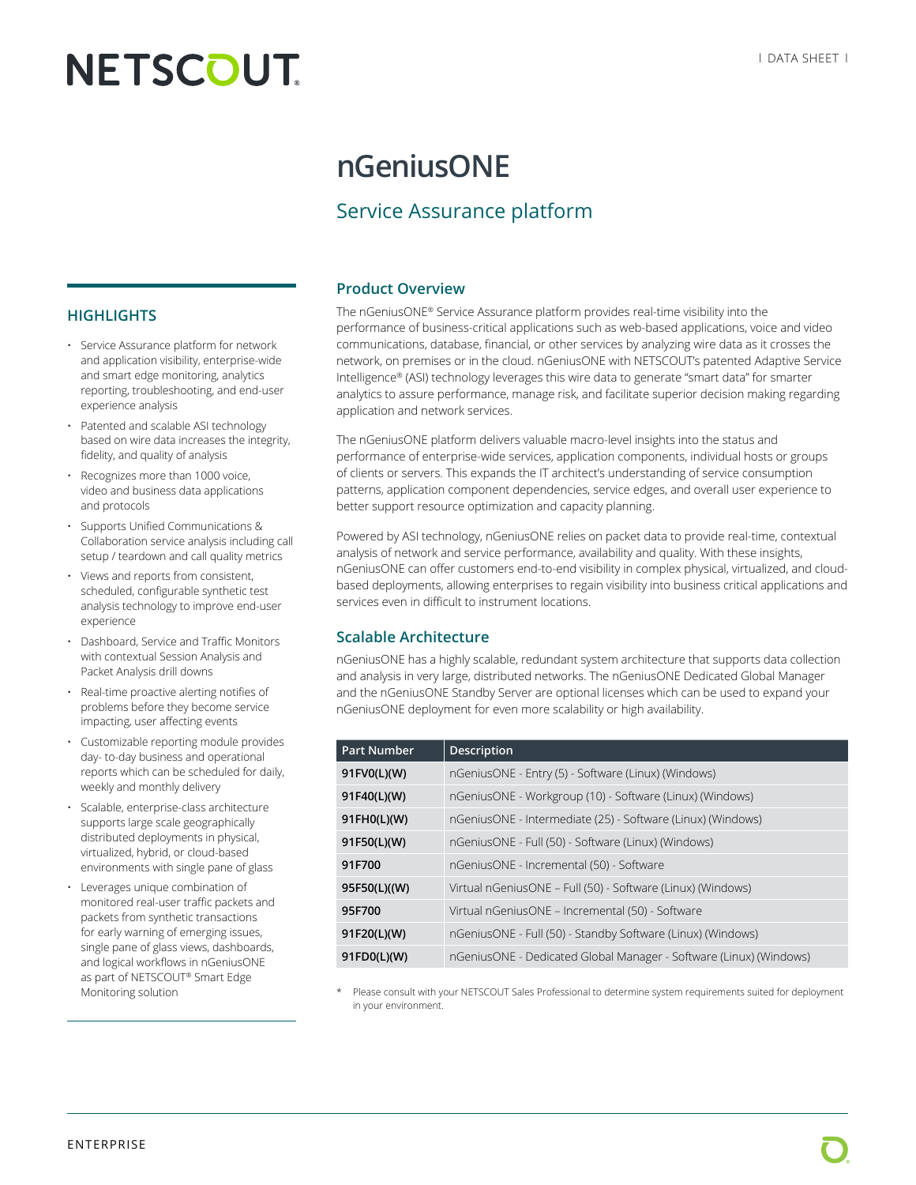# nGeniusONE

## Service Assurance platform

### HIGHLIGHTS

- Service Assurance platform for network and application visibility, enterprise-wide and smart edge monitoring, analytics reporting, troubleshooting, and end-user experience analysis
- Patented and scalable ASI technology based on wire data increases the integrity, fidelity, and quality of analysis
- Recognizes more than 1000 voice, video and business data applications and protocols
- Supports Unified Communications & Collaboration service analysis including call setup / teardown and call quality metrics
- Views and reports from consistent, scheduled, configurable synthetic test analysis technology to improve end-user experience
- Dashboard, Service and Traffic Monitors with contextual Session Analysis and Packet Analysis drill downs
- Real-time proactive alerting notifies of problems before they become service impacting, user affecting events
- Customizable reporting module provides day- to-day business and operational reports which can be scheduled for daily, weekly and monthly delivery
- Scalable, enterprise-class architecture supports large scale geographically distributed deployments in physical, virtualized, hybrid, or cloud-based environments with single pane of glass
- Leverages unique combination of monitored real-user traffic packets and packets from synthetic transactions for early warning of emerging issues, single pane of glass views, dashboards, and logical workflows in nGeniusONE as part of NETSCOUT® Smart Edge Monitoring solution

### Product Overview

The nGeniusONE® Service Assurance platform provides real-time visibility into the performance of business-critical applications such as web-based applications, voice and video communications, database, financial, or other services by analyzing wire data as it crosses the network, on premises or in the cloud. nGeniusONE with NETSCOUT's patented Adaptive Service Intelligence® (ASI) technology leverages this wire data to generate "smart data" for smarter analytics to assure performance, manage risk, and facilitate superior decision making regarding application and network services.

The nGeniusONE platform delivers valuable macro-level insights into the status and performance of enterprise-wide services, application components, individual hosts or groups of clients or servers. This expands the IT architect's understanding of service consumption patterns, application component dependencies, service edges, and overall user experience to better support resource optimization and capacity planning.

Powered by ASI technology, nGeniusONE relies on packet data to provide real-time, contextual analysis of network and service performance, availability and quality. With these insights, nGeniusONE can offer customers end-to-end visibility in complex physical, virtualized, and cloud-based deployments, allowing enterprises to regain visibility into business critical applications and services even in difficult to instrument locations.

### Scalable Architecture

nGeniusONE has a highly scalable, redundant system architecture that supports data collection and analysis in very large, distributed networks. The nGeniusONE Dedicated Global Manager and the nGeniusONE Standby Server are optional licenses which can be used to expand your nGeniusONE deployment for even more scalability or high availability.

| Part Number | Description |
| --- | --- |
| **91FV0(L)(W)** | nGeniusONE - Entry (5) - Software (Linux) (Windows) |
| **91F40(L)(W)** | nGeniusONE - Workgroup (10) - Software (Linux) (Windows) |
| **91FH0(L)(W)** | nGeniusONE - Intermediate (25) - Software (Linux) (Windows) |
| **91F50(L)(W)** | nGeniusONE - Full (50) - Software (Linux) (Windows) |
| **91F700** | nGeniusONE - Incremental (50) - Software |
| **95F50(L)((W)** | Virtual nGeniusONE – Full (50) - Software (Linux) (Windows) |
| **95F700** | Virtual nGeniusONE – Incremental (50) - Software |
| **91F20(L)(W)** | nGeniusONE - Full (50) - Standby Software (Linux) (Windows) |
| **91FD0(L)(W)** | nGeniusONE - Dedicated Global Manager - Software (Linux) (Windows) |

\* Please consult with your NETSCOUT Sales Professional to determine system requirements suited for deployment in your environment.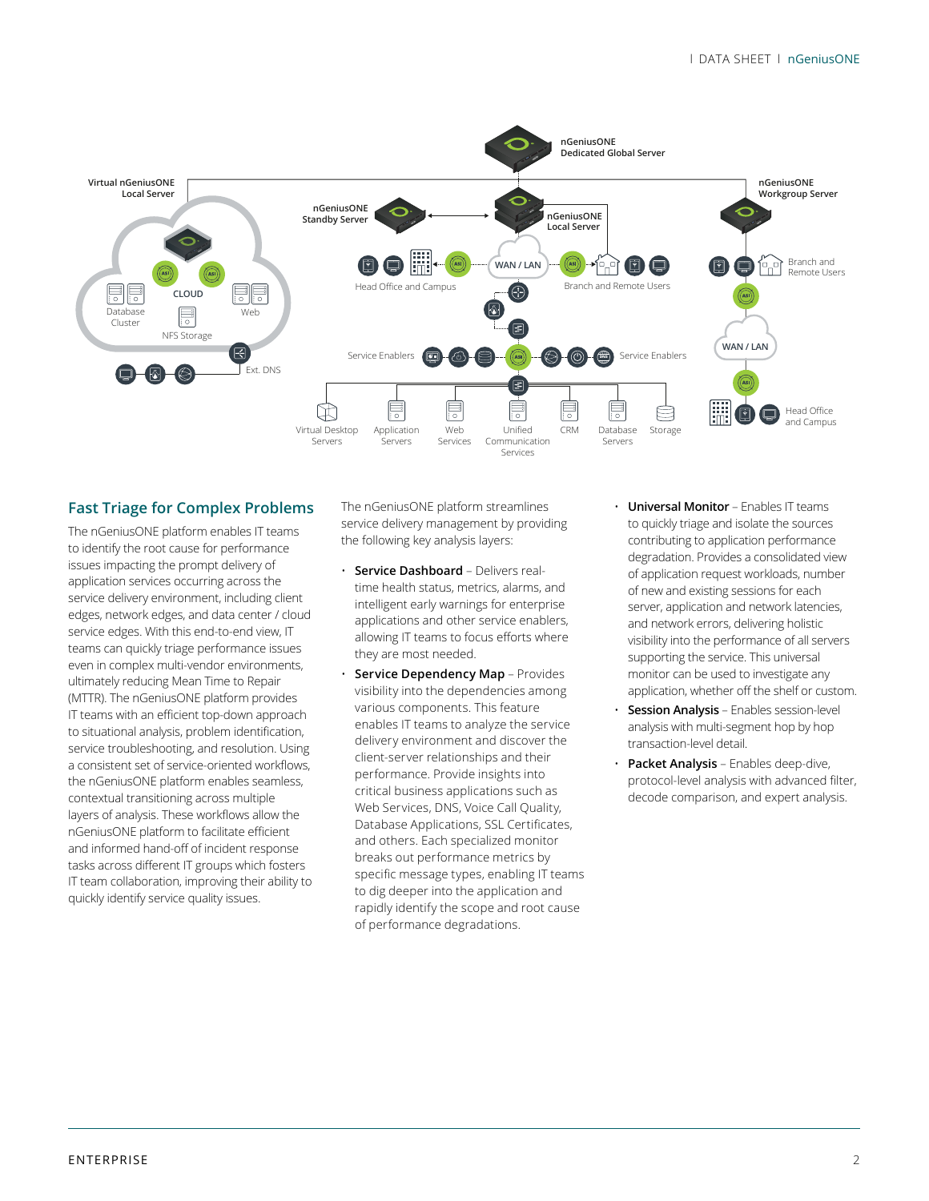## Fast Triage for Complex Problems

The nGeniusONE platform enables IT teams to identify the root cause for performance issues impacting the prompt delivery of application services occurring across the service delivery environment, including client edges, network edges, and data center / cloud service edges. With this end-to-end view, IT teams can quickly triage performance issues even in complex multi-vendor environments, ultimately reducing Mean Time to Repair (MTTR). The nGeniusONE platform provides IT teams with an efficient top-down approach to situational analysis, problem identification, service troubleshooting, and resolution. Using a consistent set of service-oriented workflows, the nGeniusONE platform enables seamless, contextual transitioning across multiple layers of analysis. These workflows allow the nGeniusONE platform to facilitate efficient and informed hand-off of incident response tasks across different IT groups which fosters IT team collaboration, improving their ability to quickly identify service quality issues.

The nGeniusONE platform streamlines service delivery management by providing the following key analysis layers:

- **Service Dashboard** – Delivers real-time health status, metrics, alarms, and intelligent early warnings for enterprise applications and other service enablers, allowing IT teams to focus efforts where they are most needed.
- **Service Dependency Map** – Provides visibility into the dependencies among various components. This feature enables IT teams to analyze the service delivery environment and discover the client-server relationships and their performance. Provide insights into critical business applications such as Web Services, DNS, Voice Call Quality, Database Applications, SSL Certificates, and others. Each specialized monitor breaks out performance metrics by specific message types, enabling IT teams to dig deeper into the application and rapidly identify the scope and root cause of performance degradations.
- **Universal Monitor** – Enables IT teams to quickly triage and isolate the sources contributing to application performance degradation. Provides a consolidated view of application request workloads, number of new and existing sessions for each server, application and network latencies, and network errors, delivering holistic visibility into the performance of all servers supporting the service. This universal monitor can be used to investigate any application, whether off the shelf or custom.
- **Session Analysis** – Enables session-level analysis with multi-segment hop by hop transaction-level detail.
- **Packet Analysis** – Enables deep-dive, protocol-level analysis with advanced filter, decode comparison, and expert analysis.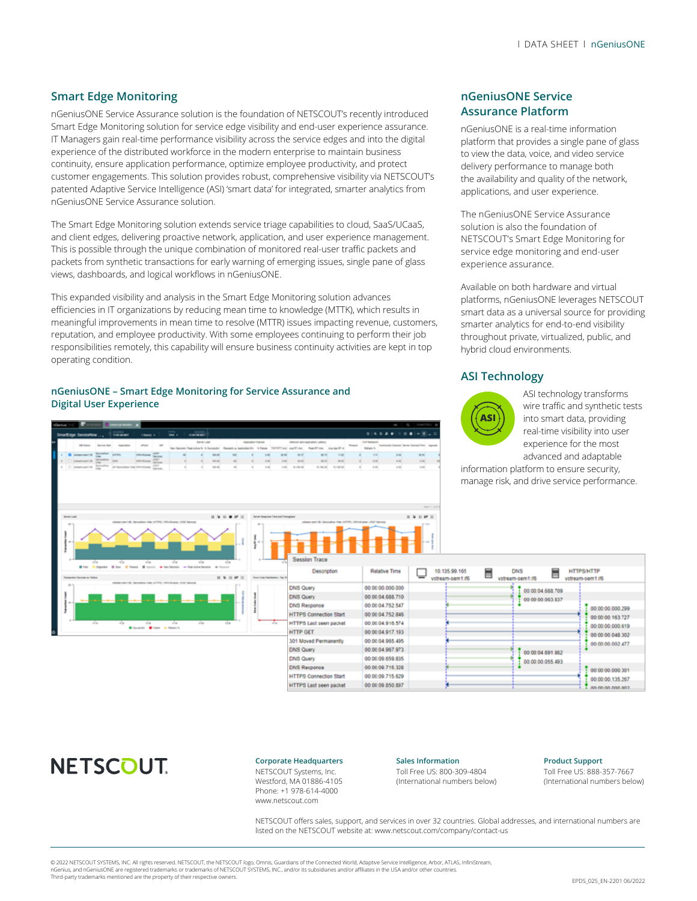## Smart Edge Monitoring

nGeniusONE Service Assurance solution is the foundation of NETSCOUT's recently introduced Smart Edge Monitoring solution for service edge visibility and end-user experience assurance. IT Managers gain real-time performance visibility across the service edges and into the digital experience of the distributed workforce in the modern enterprise to maintain business continuity, ensure application performance, optimize employee productivity, and protect customer engagements. This solution provides robust, comprehensive visibility via NETSCOUT's patented Adaptive Service Intelligence (ASI) 'smart data' for integrated, smarter analytics from nGeniusONE Service Assurance solution.

The Smart Edge Monitoring solution extends service triage capabilities to cloud, SaaS/UCaaS, and client edges, delivering proactive network, application, and user experience management. This is possible through the unique combination of monitored real-user traffic packets and packets from synthetic transactions for early warning of emerging issues, single pane of glass views, dashboards, and logical workflows in nGeniusONE.

This expanded visibility and analysis in the Smart Edge Monitoring solution advances efficiencies in IT organizations by reducing mean time to knowledge (MTTK), which results in meaningful improvements in mean time to resolve (MTTR) issues impacting revenue, customers, reputation, and employee productivity. With some employees continuing to perform their job responsibilities remotely, this capability will ensure business continuity activities are kept in top operating condition.

### nGeniusONE – Smart Edge Monitoring for Service Assurance and Digital User Experience

## nGeniusONE Service Assurance Platform

nGeniusONE is a real-time information platform that provides a single pane of glass to view the data, voice, and video service delivery performance to manage both the availability and quality of the network, applications, and user experience.

The nGeniusONE Service Assurance solution is also the foundation of NETSCOUT's Smart Edge Monitoring for service edge monitoring and end-user experience assurance.

Available on both hardware and virtual platforms, nGeniusONE leverages NETSCOUT smart data as a universal source for providing smarter analytics for end-to-end visibility throughout private, virtualized, public, and hybrid cloud environments.

## ASI Technology

ASI technology transforms wire traffic and synthetic tests into smart data, providing real-time visibility into user experience for the most advanced and adaptable information platform to ensure security, manage risk, and drive service performance.

**Corporate Headquarters**
NETSCOUT Systems, Inc.
Westford, MA 01886-4105
Phone: +1 978-614-4000
www.netscout.com

**Sales Information**
Toll Free US: 800-309-4804
(International numbers below)

**Product Support**
Toll Free US: 888-357-7667
(International numbers below)

NETSCOUT offers sales, support, and services in over 32 countries. Global addresses, and international numbers are listed on the NETSCOUT website at: www.netscout.com/company/contact-us

© 2022 NETSCOUT SYSTEMS, INC. All rights reserved. NETSCOUT, the NETSCOUT logo, Omnis, Guardians of the Connected World, Adaptive Service Intelligence, Arbor, ATLAS, InfiniStream, nGenius, and nGeniusONE are registered trademarks or trademarks of NETSCOUT SYSTEMS, INC., and/or its subsidiaries and/or affiliates in the USA and/or other countries. Third-party trademarks mentioned are the property of their respective owners.

EPDS_025_EN-2201 06/2022